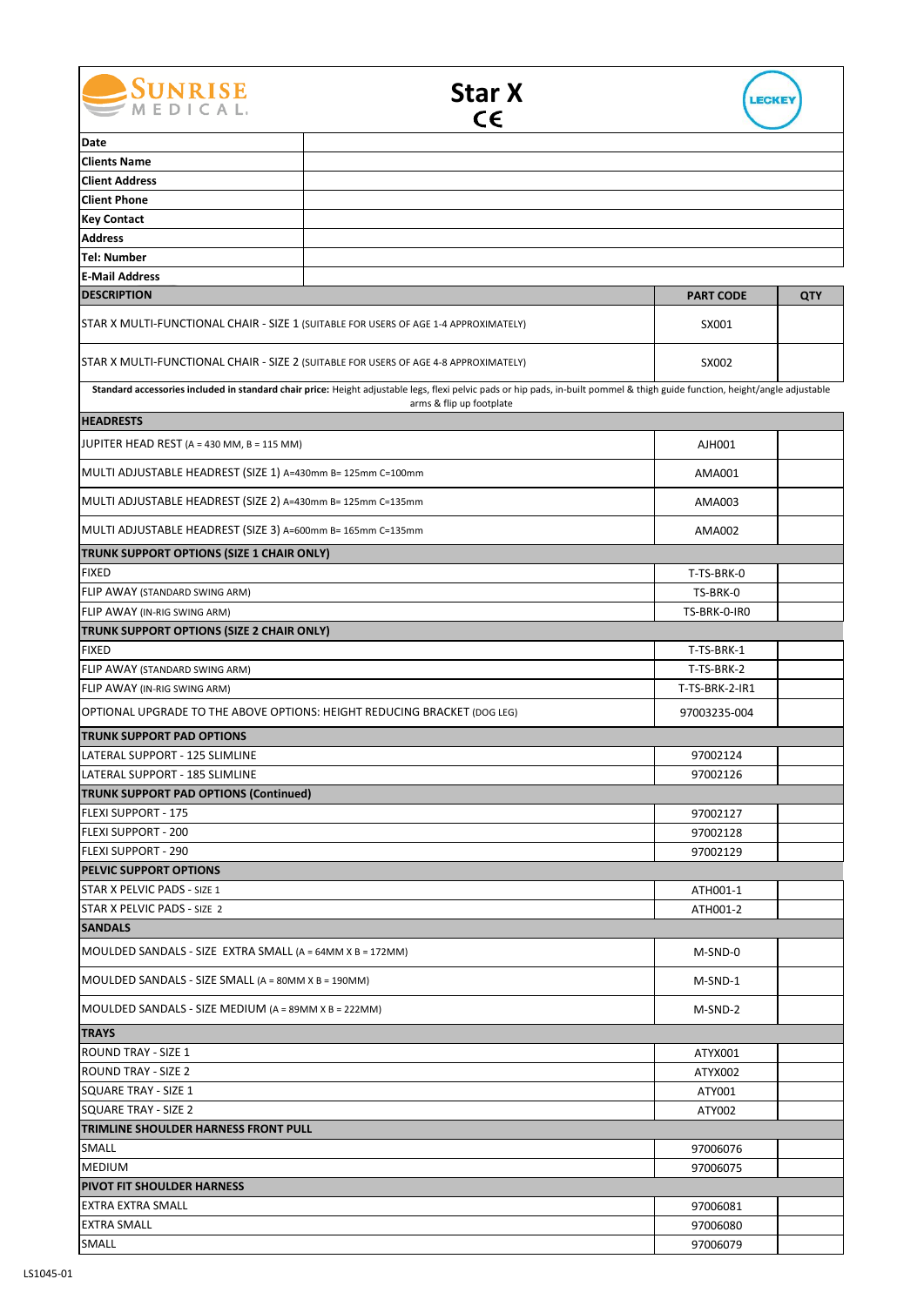SUNRISE MEDICAL

# Star X

CE

LECKEY

| | |
|---|---|
| **Date** | |
| **Clients Name** | |
| **Client Address** | |
| **Client Phone** | |
| **Key Contact** | |
| **Address** | |
| **Tel: Number** | |
| **E-Mail Address** | |

| DESCRIPTION | PART CODE | QTY |
|---|---|---|
| STAR X MULTI-FUNCTIONAL CHAIR - SIZE 1 (SUITABLE FOR USERS OF AGE 1-4 APPROXIMATELY) | SX001 | |
| STAR X MULTI-FUNCTIONAL CHAIR - SIZE 2 (SUITABLE FOR USERS OF AGE 4-8 APPROXIMATELY) | SX002 | |
| **Standard accessories included in standard chair price:** Height adjustable legs, flexi pelvic pads or hip pads, in-built pommel & thigh guide function, height/angle adjustable arms & flip up footplate | | |
| **HEADRESTS** | | |
| JUPITER HEAD REST (A = 430 MM, B = 115 MM) | AJH001 | |
| MULTI ADJUSTABLE HEADREST (SIZE 1) A=430mm B= 125mm C=100mm | AMA001 | |
| MULTI ADJUSTABLE HEADREST (SIZE 2) A=430mm B= 125mm C=135mm | AMA003 | |
| MULTI ADJUSTABLE HEADREST (SIZE 3) A=600mm B= 165mm C=135mm | AMA002 | |
| **TRUNK SUPPORT OPTIONS (SIZE 1 CHAIR ONLY)** | | |
| FIXED | T-TS-BRK-0 | |
| FLIP AWAY (STANDARD SWING ARM) | TS-BRK-0 | |
| FLIP AWAY (IN-RIG SWING ARM) | TS-BRK-0-IR0 | |
| **TRUNK SUPPORT OPTIONS (SIZE 2 CHAIR ONLY)** | | |
| FIXED | T-TS-BRK-1 | |
| FLIP AWAY (STANDARD SWING ARM) | T-TS-BRK-2 | |
| FLIP AWAY (IN-RIG SWING ARM) | T-TS-BRK-2-IR1 | |
| OPTIONAL UPGRADE TO THE ABOVE OPTIONS: HEIGHT REDUCING BRACKET (DOG LEG) | 97003235-004 | |
| **TRUNK SUPPORT PAD OPTIONS** | | |
| LATERAL SUPPORT - 125 SLIMLINE | 97002124 | |
| LATERAL SUPPORT - 185 SLIMLINE | 97002126 | |
| **TRUNK SUPPORT PAD OPTIONS (Continued)** | | |
| FLEXI SUPPORT - 175 | 97002127 | |
| FLEXI SUPPORT - 200 | 97002128 | |
| FLEXI SUPPORT - 290 | 97002129 | |
| **PELVIC SUPPORT OPTIONS** | | |
| STAR X PELVIC PADS - SIZE 1 | ATH001-1 | |
| STAR X PELVIC PADS - SIZE 2 | ATH001-2 | |
| **SANDALS** | | |
| MOULDED SANDALS - SIZE EXTRA SMALL (A = 64MM X B = 172MM) | M-SND-0 | |
| MOULDED SANDALS - SIZE SMALL (A = 80MM X B = 190MM) | M-SND-1 | |
| MOULDED SANDALS - SIZE MEDIUM (A = 89MM X B = 222MM) | M-SND-2 | |
| **TRAYS** | | |
| ROUND TRAY - SIZE 1 | ATYX001 | |
| ROUND TRAY - SIZE 2 | ATYX002 | |
| SQUARE TRAY - SIZE 1 | ATY001 | |
| SQUARE TRAY - SIZE 2 | ATY002 | |
| **TRIMLINE SHOULDER HARNESS FRONT PULL** | | |
| SMALL | 97006076 | |
| MEDIUM | 97006075 | |
| **PIVOT FIT SHOULDER HARNESS** | | |
| EXTRA EXTRA SMALL | 97006081 | |
| EXTRA SMALL | 97006080 | |
| SMALL | 97006079 | |

LS1045-01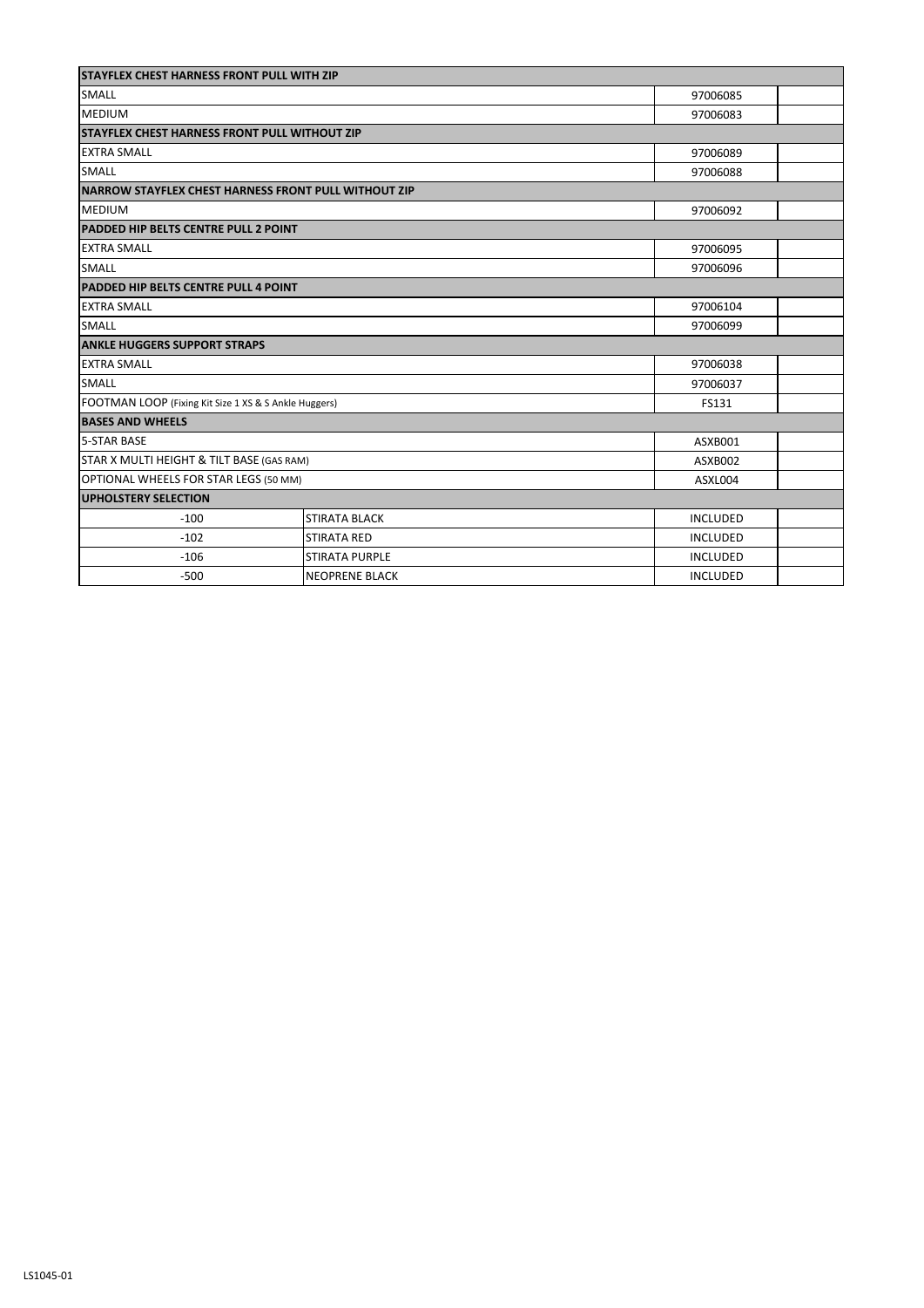| | | | |
|---|---|---|---|
| **STAYFLEX CHEST HARNESS FRONT PULL WITH ZIP** | | | |
| SMALL | | 97006085 | |
| MEDIUM | | 97006083 | |
| **STAYFLEX CHEST HARNESS FRONT PULL WITHOUT ZIP** | | | |
| EXTRA SMALL | | 97006089 | |
| SMALL | | 97006088 | |
| **NARROW STAYFLEX CHEST HARNESS FRONT PULL WITHOUT ZIP** | | | |
| MEDIUM | | 97006092 | |
| **PADDED HIP BELTS CENTRE PULL 2 POINT** | | | |
| EXTRA SMALL | | 97006095 | |
| SMALL | | 97006096 | |
| **PADDED HIP BELTS CENTRE PULL 4 POINT** | | | |
| EXTRA SMALL | | 97006104 | |
| SMALL | | 97006099 | |
| **ANKLE HUGGERS SUPPORT STRAPS** | | | |
| EXTRA SMALL | | 97006038 | |
| SMALL | | 97006037 | |
| FOOTMAN LOOP (Fixing Kit Size 1 XS & S Ankle Huggers) | | FS131 | |
| **BASES AND WHEELS** | | | |
| 5-STAR BASE | | ASXB001 | |
| STAR X MULTI HEIGHT & TILT BASE (GAS RAM) | | ASXB002 | |
| OPTIONAL WHEELS FOR STAR LEGS (50 MM) | | ASXL004 | |
| **UPHOLSTERY SELECTION** | | | |
| -100 | STIRATA BLACK | INCLUDED | |
| -102 | STIRATA RED | INCLUDED | |
| -106 | STIRATA PURPLE | INCLUDED | |
| -500 | NEOPRENE BLACK | INCLUDED | |

LS1045-01